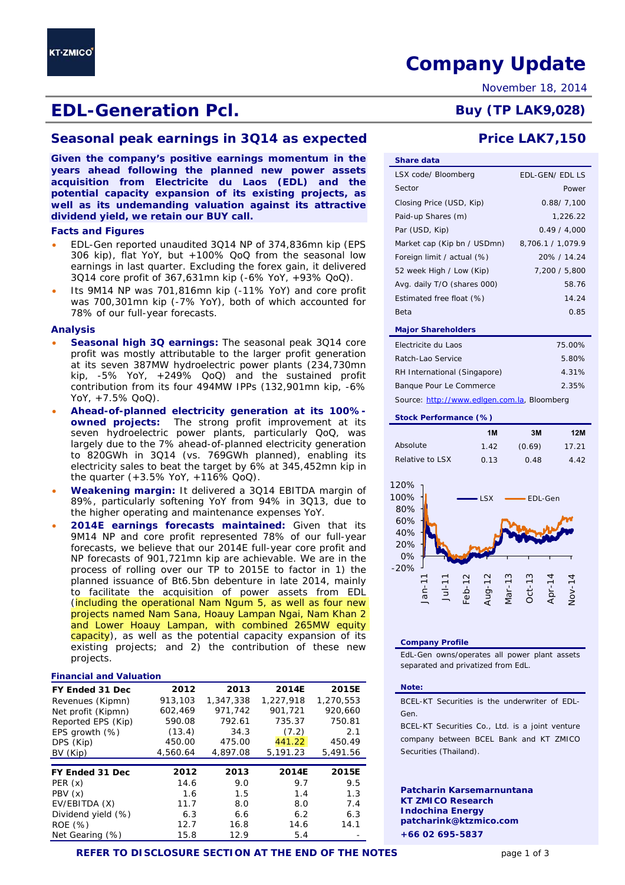# Company Update

November 18, 2014

# EDL-Generation Pcl.

**Buy (TP LAK9,028)**

## Seasonal peak earnings in 3Q14 as expected

**Price LAK7,150**

**Given the company's positive earnings momentum in the years ahead following the planned new power assets acquisition from Electricite du Laos (EDL) and the potential capacity expansion of its existing projects, as well as its undemanding valuation against its attractive dividend yield, we retain our BUY call.**

### Facts and Figures

- EDL-Gen reported unaudited 3Q14 NP of 374,836mn kip (EPS 306 kip), flat YoY, but +100% QoQ from the seasonal low earnings in last quarter. Excluding the forex gain, it delivered 3Q14 core profit of 367,631mn kip (-6% YoY, +93% QoQ).
- Its 9M14 NP was 701,816mn kip (-11% YoY) and core profit was 700,301mn kip (-7% YoY), both of which accounted for 78% of our full-year forecasts.

### Analysis

- **Seasonal high 3Q earnings:** The seasonal peak 3Q14 core profit was mostly attributable to the larger profit generation at its seven 387MW hydroelectric power plants (234,730mn kip, -5% YoY, +249% QoQ) and the sustained profit contribution from its four 494MW IPPs (132,901mn kip, -6% YoY, +7.5% QoQ).
- **Ahead-of-planned electricity generation at its 100%-owned projects:** The strong profit improvement at its seven hydroelectric power plants, particularly QoQ, was largely due to the 7% ahead-of-planned electricity generation to 820GWh in 3Q14 (vs. 769GWh planned), enabling its electricity sales to beat the target by 6% at 345,452mn kip in the quarter (+3.5% YoY, +116% QoQ).
- **Weakening margin:** It delivered a 3Q14 EBITDA margin of 89%, particularly softening YoY from 94% in 3Q13, due to the higher operating and maintenance expenses YoY.
- **2014E earnings forecasts maintained:** Given that its 9M14 NP and core profit represented 78% of our full-year forecasts, we believe that our 2014E full-year core profit and NP forecasts of 901,721mn kip are achievable. We are in the process of rolling over our TP to 2015E to factor in 1) the planned issuance of Bt6.5bn debenture in late 2014, mainly to facilitate the acquisition of power assets from EDL (including the operational Nam Ngum 5, as well as four new projects named Nam Sana, Hoauy Lampan Ngai, Nam Khan 2 and Lower Hoauy Lampan, with combined 265MW equity capacity), as well as the potential capacity expansion of its existing projects; and 2) the contribution of these new projects.

### Financial and Valuation

| FY Ended 31 Dec | 2012 | 2013 | 2014E | 2015E |
|---|---|---|---|---|
| Revenues (Kipmn) | 913,103 | 1,347,338 | 1,227,918 | 1,270,553 |
| Net profit (Kipmn) | 602,469 | 971,742 | 901,721 | 920,660 |
| Reported EPS (Kip) | 590.08 | 792.61 | 735.37 | 750.81 |
| EPS growth (%) | (13.4) | 34.3 | (7.2) | 2.1 |
| DPS (Kip) | 450.00 | 475.00 | 441.22 | 450.49 |
| BV (Kip) | 4,560.64 | 4,897.08 | 5,191.23 | 5,491.56 |

| FY Ended 31 Dec | 2012 | 2013 | 2014E | 2015E |
|---|---|---|---|---|
| PER (x) | 14.6 | 9.0 | 9.7 | 9.5 |
| PBV (x) | 1.6 | 1.5 | 1.4 | 1.3 |
| EV/EBITDA (X) | 11.7 | 8.0 | 8.0 | 7.4 |
| Dividend yield (%) | 6.3 | 6.6 | 6.2 | 6.3 |
| ROE (%) | 12.7 | 16.8 | 14.6 | 14.1 |
| Net Gearing (%) | 15.8 | 12.9 | 5.4 | - |

### Share data

| | |
|---|---|
| LSX code/ Bloomberg | EDL-GEN/ EDL LS |
| Sector | Power |
| Closing Price (USD, Kip) | 0.88/ 7,100 |
| Paid-up Shares (m) | 1,226.22 |
| Par (USD, Kip) | 0.49 / 4,000 |
| Market cap (Kip bn / USDmn) | 8,706.1 / 1,079.9 |
| Foreign limit / actual (%) | 20% / 14.24 |
| 52 week High / Low (Kip) | 7,200 / 5,800 |
| Avg. daily T/O (shares 000) | 58.76 |
| Estimated free float (%) | 14.24 |
| Beta | 0.85 |

### Major Shareholders

| | |
|---|---|
| Electricite du Laos | 75.00% |
| Ratch-Lao Service | 5.80% |
| RH International (Singapore) | 4.31% |
| Banque Pour Le Commerce | 2.35% |

Source: http://www.edlgen.com.la, Bloomberg

### Stock Performance (%)

| | 1M | 3M | 12M |
|---|---|---|---|
| Absolute | 1.42 | (0.69) | 17.21 |
| Relative to LSX | 0.13 | 0.48 | 4.42 |

### Company Profile

EdL-Gen owns/operates all power plant assets separated and privatized from EdL.

### Note:

BCEL-KT Securities is the underwriter of EDL-Gen.

BCEL-KT Securities Co., Ltd. is a joint venture company between BCEL Bank and KT ZMICO Securities (Thailand).

**Patcharin Karsemarnuntana**
**KT ZMICO Research**
**Indochina Energy**
**patcharink@ktzmico.com**
**+66 02 695-5837**

**REFER TO DISCLOSURE SECTION AT THE END OF THE NOTES**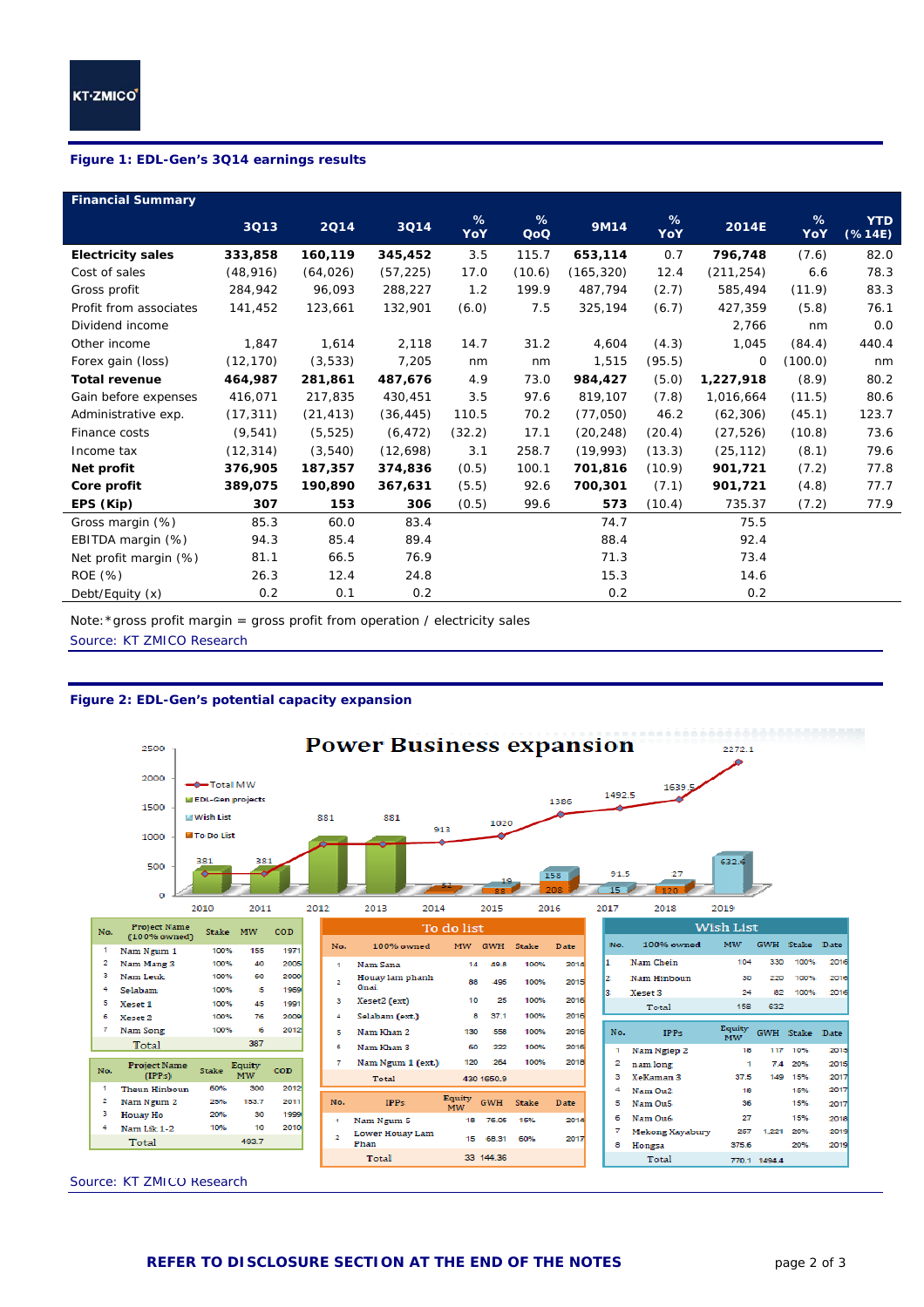**Figure 1: EDL-Gen's 3Q14 earnings results**

| Financial Summary | 3Q13 | 2Q14 | 3Q14 | % YoY | % QoQ | 9M14 | % YoY | 2014E | % YoY | YTD (% 14E) |
|---|---|---|---|---|---|---|---|---|---|---|
| **Electricity sales** | **333,858** | **160,119** | **345,452** | 3.5 | 115.7 | **653,114** | 0.7 | **796,748** | (7.6) | 82.0 |
| Cost of sales | (48,916) | (64,026) | (57,225) | 17.0 | (10.6) | (165,320) | 12.4 | (211,254) | 6.6 | 78.3 |
| Gross profit | 284,942 | 96,093 | 288,227 | 1.2 | 199.9 | 487,794 | (2.7) | 585,494 | (11.9) | 83.3 |
| Profit from associates | 141,452 | 123,661 | 132,901 | (6.0) | 7.5 | 325,194 | (6.7) | 427,359 | (5.8) | 76.1 |
| Dividend income | | | | | | | | 2,766 | nm | 0.0 |
| Other income | 1,847 | 1,614 | 2,118 | 14.7 | 31.2 | 4,604 | (4.3) | 1,045 | (84.4) | 440.4 |
| Forex gain (loss) | (12,170) | (3,533) | 7,205 | nm | nm | 1,515 | (95.5) | 0 | (100.0) | nm |
| **Total revenue** | **464,987** | **281,861** | **487,676** | 4.9 | 73.0 | **984,427** | (5.0) | **1,227,918** | (8.9) | 80.2 |
| Gain before expenses | 416,071 | 217,835 | 430,451 | 3.5 | 97.6 | 819,107 | (7.8) | 1,016,664 | (11.5) | 80.6 |
| Administrative exp. | (17,311) | (21,413) | (36,445) | 110.5 | 70.2 | (77,050) | 46.2 | (62,306) | (45.1) | 123.7 |
| Finance costs | (9,541) | (5,525) | (6,472) | (32.2) | 17.1 | (20,248) | (20.4) | (27,526) | (10.8) | 73.6 |
| Income tax | (12,314) | (3,540) | (12,698) | 3.1 | 258.7 | (19,993) | (13.3) | (25,112) | (8.1) | 79.6 |
| **Net profit** | **376,905** | **187,357** | **374,836** | (0.5) | 100.1 | **701,816** | (10.9) | **901,721** | (7.2) | 77.8 |
| **Core profit** | **389,075** | **190,890** | **367,631** | (5.5) | 92.6 | **700,301** | (7.1) | **901,721** | (4.8) | 77.7 |
| **EPS (Kip)** | **307** | **153** | **306** | (0.5) | 99.6 | **573** | (10.4) | 735.37 | (7.2) | 77.9 |
| Gross margin (%) | 85.3 | 60.0 | 83.4 | | | 74.7 | | 75.5 | | |
| EBITDA margin (%) | 94.3 | 85.4 | 89.4 | | | 88.4 | | 92.4 | | |
| Net profit margin (%) | 81.1 | 66.5 | 76.9 | | | 71.3 | | 73.4 | | |
| ROE (%) | 26.3 | 12.4 | 24.8 | | | 15.3 | | 14.6 | | |
| Debt/Equity (x) | 0.2 | 0.1 | 0.2 | | | 0.2 | | 0.2 | | |

Note:*gross profit margin = gross profit from operation / electricity sales

Source: KT ZMICO Research

**Figure 2: EDL-Gen's potential capacity expansion**

Power Business expansion

Total MW: 2010: 381; 2011: 381; 2012: 881; 2013: 881; 2014: 913; 2015: 1020; 2016: 1386; 2017: 1492.5; 2018: 1639.5; 2019: 2272.1

EDL-Gen projects / Wish List / To Do List: 2014: 32; 2015: 19, 88; 2016: 158, 208; 2017: 91.5, 15; 2018: 27, 120; 2019: 632.6

| No. | Project Name (100% owned) | Stake | MW | COD |
|---|---|---|---|---|
| 1 | Nam Ngum 1 | 100% | 155 | 1971 |
| 2 | Nam Mang 3 | 100% | 40 | 2005 |
| 3 | Nam Leuk | 100% | 60 | 2000 |
| 4 | Selabam | 100% | 5 | 1969 |
| 5 | Xeset 1 | 100% | 45 | 1991 |
| 6 | Xeset 2 | 100% | 76 | 2009 |
| 7 | Nam Song | 100% | 6 | 2012 |
| | Total | | 387 | |

| No. | Project Name (IPPs) | Stake | Equity MW | COD |
|---|---|---|---|---|
| 1 | Theun Hinboun | 60% | 300 | 2012 |
| 2 | Nam Ngum 2 | 25% | 153.7 | 2011 |
| 3 | Houay Ho | 20% | 30 | 1999 |
| 4 | Nam Lik 1-2 | 10% | 10 | 2010 |
| | Total | | 493.7 | |

To do list

| No. | 100% owned | MW | GWH | Stake | Date |
|---|---|---|---|---|---|
| 1 | Nam Sana | 14 | 49.8 | 100% | 2014 |
| 2 | Houay lam phanh Gnai | 88 | 495 | 100% | 2015 |
| 3 | Xeset2 (ext) | 10 | 25 | 100% | 2016 |
| 4 | Selabam (ext.) | 8 | 37.1 | 100% | 2016 |
| 5 | Nam Khan 2 | 130 | 558 | 100% | 2016 |
| 6 | Nam Khan 3 | 60 | 222 | 100% | 2016 |
| 7 | Nam Ngum 1 (ext.) | 120 | 264 | 100% | 2018 |
| | Total | 430 | 1650.9 | | |

| No. | IPPs | Equity MW | GWH | Stake | Date |
|---|---|---|---|---|---|
| 1 | Nam Ngum 5 | 18 | 76.05 | 15% | 2014 |
| 2 | Lower Houay Lam Phan | 15 | 68.31 | 60% | 2017 |
| | Total | 33 | 144.36 | | |

Wish List

| No. | 100% owned | MW | GWH | Stake | Date |
|---|---|---|---|---|---|
| 1 | Nam Chein | 104 | 330 | 100% | 2016 |
| 2 | Nam Hinboun | 30 | 220 | 100% | 2016 |
| 3 | Xeset 3 | 24 | 82 | 100% | 2016 |
| | Total | 158 | 632 | | |

| No. | IPPs | Equity MW | GWH | Stake | Date |
|---|---|---|---|---|---|
| 1 | Nam Ngiep 2 | 18 | 117 | 10% | 2015 |
| 2 | nam long | 1 | 7.4 | 20% | 2015 |
| 3 | XeKaman 3 | 37.5 | 149 | 15% | 2017 |
| 4 | Nam Ou2 | 18 | | 15% | 2017 |
| 5 | Nam Ou5 | 36 | | 15% | 2017 |
| 6 | Nam Ou6 | 27 | | 15% | 2018 |
| 7 | Mekong Xayabury | 257 | 1,221 | 20% | 2019 |
| 8 | Hongsa | 375.6 | | 20% | 2019 |
| | Total | 770.1 | 1494.4 | | |

Source: KT ZMICO Research

**REFER TO DISCLOSURE SECTION AT THE END OF THE NOTES**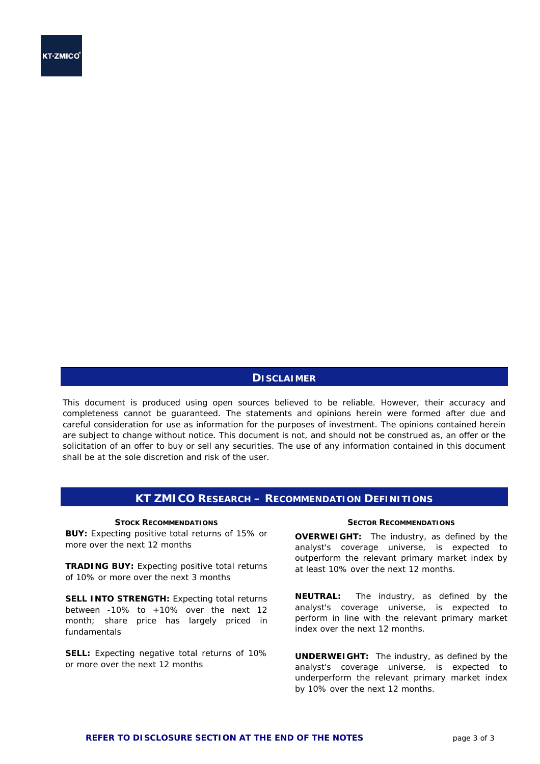## DISCLAIMER

This document is produced using open sources believed to be reliable. However, their accuracy and completeness cannot be guaranteed. The statements and opinions herein were formed after due and careful consideration for use as information for the purposes of investment. The opinions contained herein are subject to change without notice. This document is not, and should not be construed as, an offer or the solicitation of an offer to buy or sell any securities. The use of any information contained in this document shall be at the sole discretion and risk of the user.

## KT ZMICO RESEARCH – RECOMMENDATION DEFINITIONS

### STOCK RECOMMENDATIONS

**BUY:** Expecting positive total returns of 15% or more over the next 12 months

**TRADING BUY:** Expecting positive total returns of 10% or more over the next 3 months

**SELL INTO STRENGTH:** Expecting total returns between -10% to +10% over the next 12 month; share price has largely priced in fundamentals

**SELL:** Expecting negative total returns of 10% or more over the next 12 months

### SECTOR RECOMMENDATIONS

**OVERWEIGHT:** The industry, as defined by the analyst's coverage universe, is expected to outperform the relevant primary market index by at least 10% over the next 12 months.

**NEUTRAL:** The industry, as defined by the analyst's coverage universe, is expected to perform in line with the relevant primary market index over the next 12 months.

**UNDERWEIGHT:** The industry, as defined by the analyst's coverage universe, is expected to underperform the relevant primary market index by 10% over the next 12 months.

**REFER TO DISCLOSURE SECTION AT THE END OF THE NOTES**